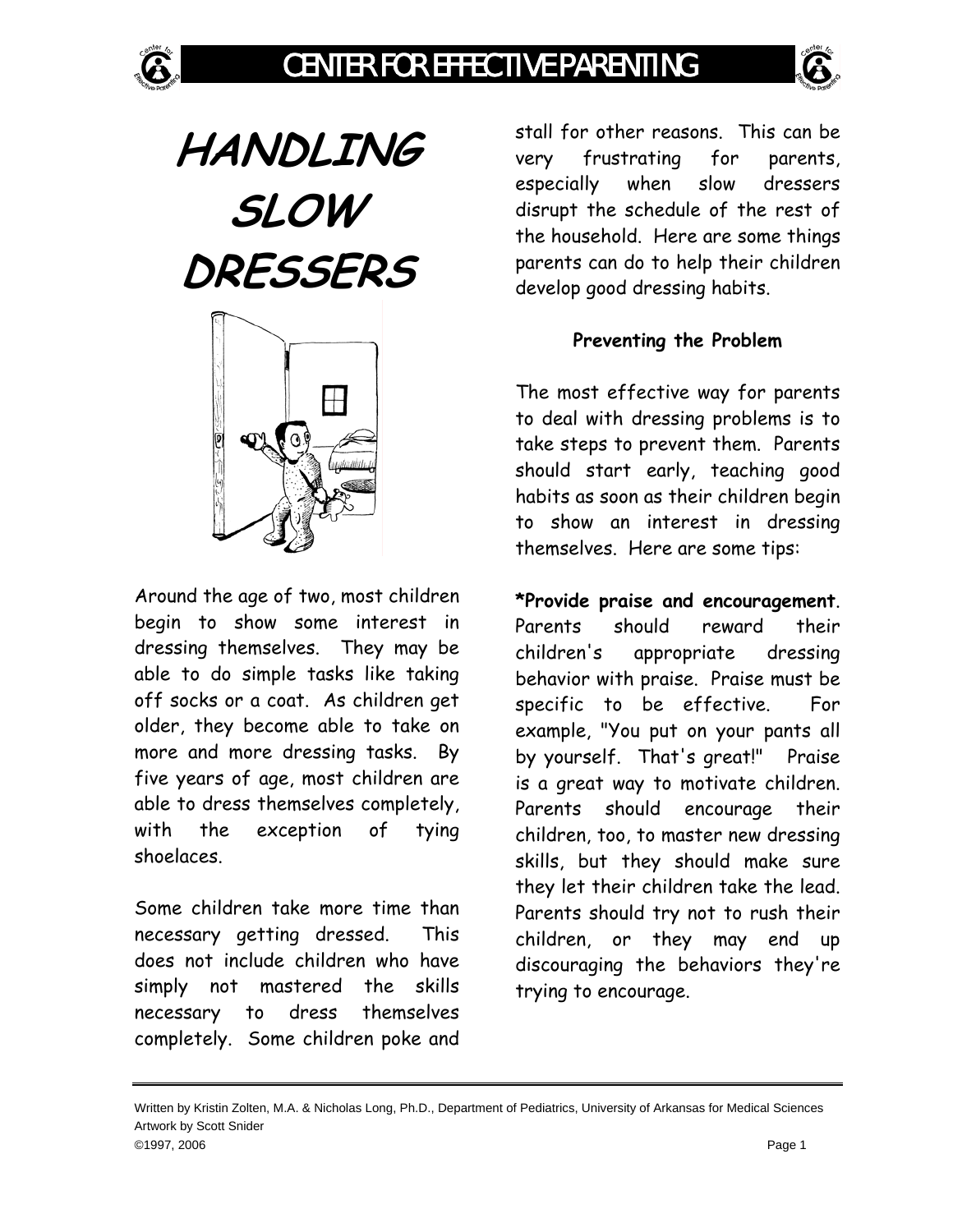# HANDLING SLOW DRESSERS

Around the age of two, most children begin to show some interest in dressing themselves. They may be able to do simple tasks like taking off socks or a coat. As children get older, they become able to take on more and more dressing tasks. By five years of age, most children are able to dress themselves completely, with the exception of tying shoelaces.

Some children take more time than necessary getting dressed. This does not include children who have simply not mastered the skills necessary to dress themselves completely. Some children poke and stall for other reasons. This can be very frustrating for parents, especially when slow dressers disrupt the schedule of the rest of the household. Here are some things parents can do to help their children develop good dressing habits.

### Preventing the Problem

The most effective way for parents to deal with dressing problems is to take steps to prevent them. Parents should start early, teaching good habits as soon as their children begin to show an interest in dressing themselves. Here are some tips:

**\*Provide praise and encouragement**. Parents should reward their children's appropriate dressing behavior with praise. Praise must be specific to be effective. For example, "You put on your pants all by yourself. That's great!" Praise is a great way to motivate children. Parents should encourage their children, too, to master new dressing skills, but they should make sure they let their children take the lead. Parents should try not to rush their children, or they may end up discouraging the behaviors they're trying to encourage.

Written by Kristin Zolten, M.A. & Nicholas Long, Ph.D., Department of Pediatrics, University of Arkansas for Medical Sciences
Artwork by Scott Snider
©1997, 2006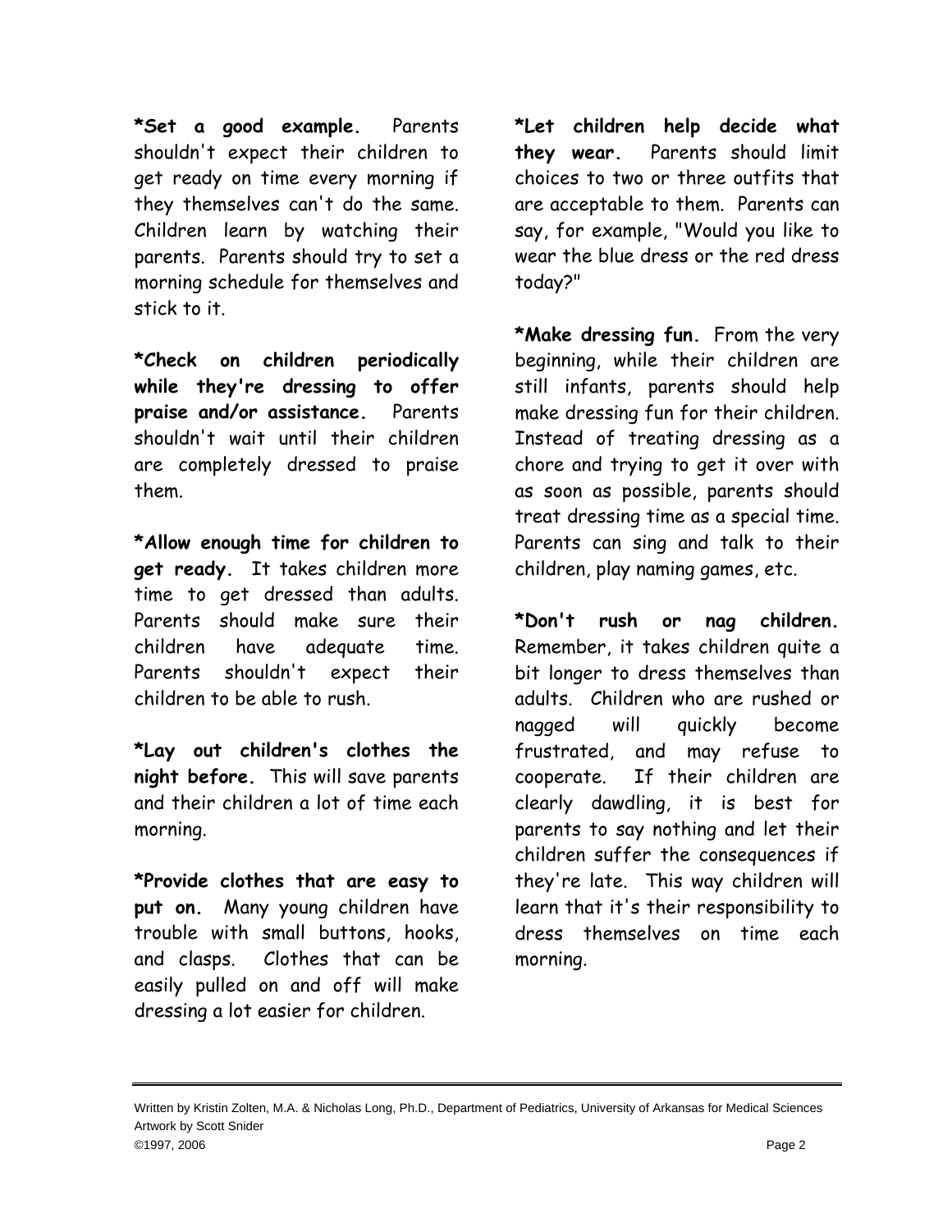***Set a good example.** Parents shouldn't expect their children to get ready on time every morning if they themselves can't do the same. Children learn by watching their parents. Parents should try to set a morning schedule for themselves and stick to it.

***Check on children periodically while they're dressing to offer praise and/or assistance.** Parents shouldn't wait until their children are completely dressed to praise them.

***Allow enough time for children to get ready.** It takes children more time to get dressed than adults. Parents should make sure their children have adequate time. Parents shouldn't expect their children to be able to rush.

***Lay out children's clothes the night before.** This will save parents and their children a lot of time each morning.

***Provide clothes that are easy to put on.** Many young children have trouble with small buttons, hooks, and clasps. Clothes that can be easily pulled on and off will make dressing a lot easier for children.

***Let children help decide what they wear.** Parents should limit choices to two or three outfits that are acceptable to them. Parents can say, for example, "Would you like to wear the blue dress or the red dress today?"

***Make dressing fun.** From the very beginning, while their children are still infants, parents should help make dressing fun for their children. Instead of treating dressing as a chore and trying to get it over with as soon as possible, parents should treat dressing time as a special time. Parents can sing and talk to their children, play naming games, etc.

***Don't rush or nag children.** Remember, it takes children quite a bit longer to dress themselves than adults. Children who are rushed or nagged will quickly become frustrated, and may refuse to cooperate. If their children are clearly dawdling, it is best for parents to say nothing and let their children suffer the consequences if they're late. This way children will learn that it's their responsibility to dress themselves on time each morning.

Written by Kristin Zolten, M.A. & Nicholas Long, Ph.D., Department of Pediatrics, University of Arkansas for Medical Sciences
Artwork by Scott Snider
©1997, 2006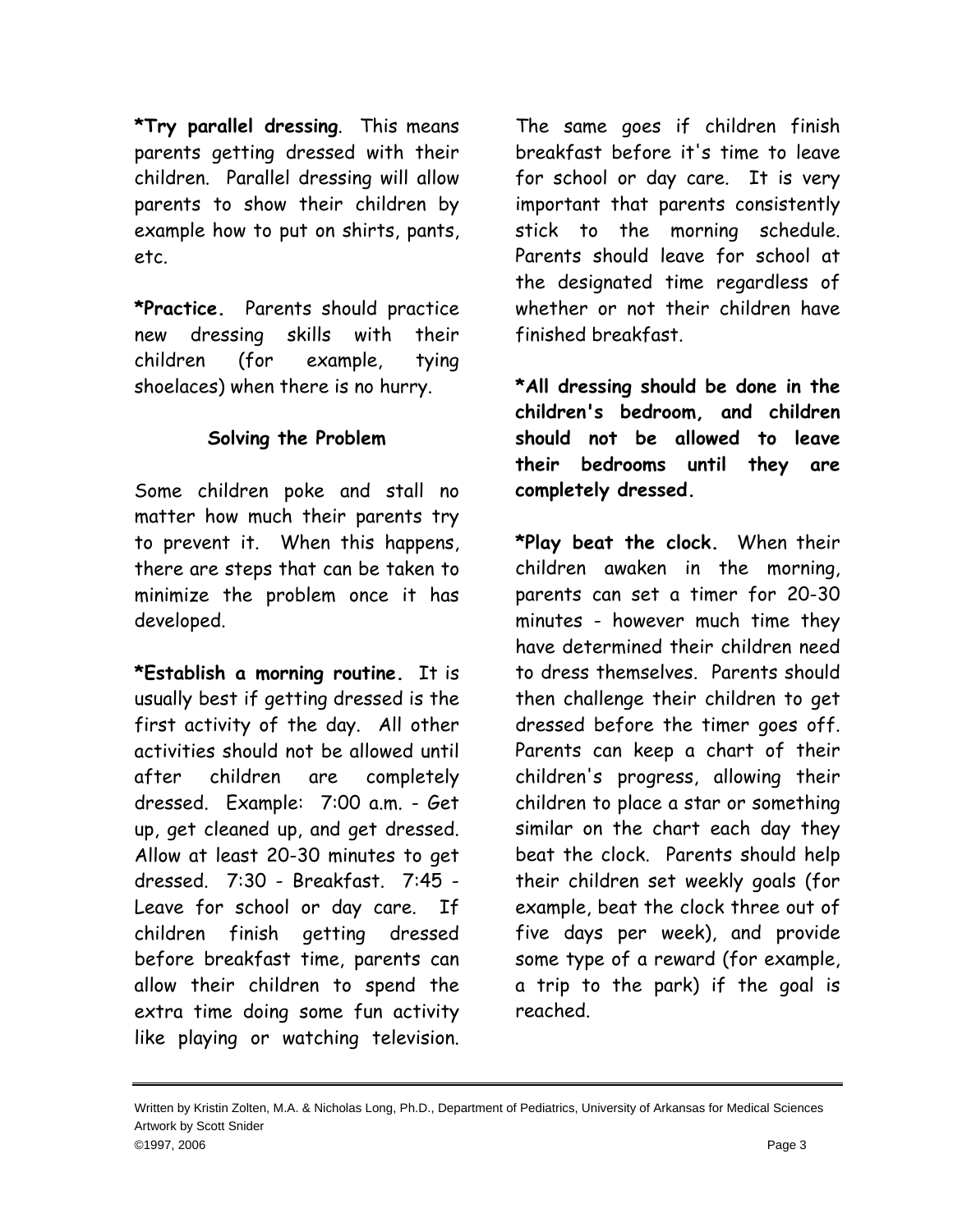**\*Try parallel dressing**. This means parents getting dressed with their children. Parallel dressing will allow parents to show their children by example how to put on shirts, pants, etc.

**\*Practice.** Parents should practice new dressing skills with their children (for example, tying shoelaces) when there is no hurry.

### Solving the Problem

Some children poke and stall no matter how much their parents try to prevent it. When this happens, there are steps that can be taken to minimize the problem once it has developed.

**\*Establish a morning routine.** It is usually best if getting dressed is the first activity of the day. All other activities should not be allowed until after children are completely dressed. Example: 7:00 a.m. - Get up, get cleaned up, and get dressed. Allow at least 20-30 minutes to get dressed. 7:30 - Breakfast. 7:45 - Leave for school or day care. If children finish getting dressed before breakfast time, parents can allow their children to spend the extra time doing some fun activity like playing or watching television. The same goes if children finish breakfast before it's time to leave for school or day care. It is very important that parents consistently stick to the morning schedule. Parents should leave for school at the designated time regardless of whether or not their children have finished breakfast.

**\*All dressing should be done in the children's bedroom, and children should not be allowed to leave their bedrooms until they are completely dressed.**

**\*Play beat the clock.** When their children awaken in the morning, parents can set a timer for 20-30 minutes - however much time they have determined their children need to dress themselves. Parents should then challenge their children to get dressed before the timer goes off. Parents can keep a chart of their children's progress, allowing their children to place a star or something similar on the chart each day they beat the clock. Parents should help their children set weekly goals (for example, beat the clock three out of five days per week), and provide some type of a reward (for example, a trip to the park) if the goal is reached.

Written by Kristin Zolten, M.A. & Nicholas Long, Ph.D., Department of Pediatrics, University of Arkansas for Medical Sciences
Artwork by Scott Snider
©1997, 2006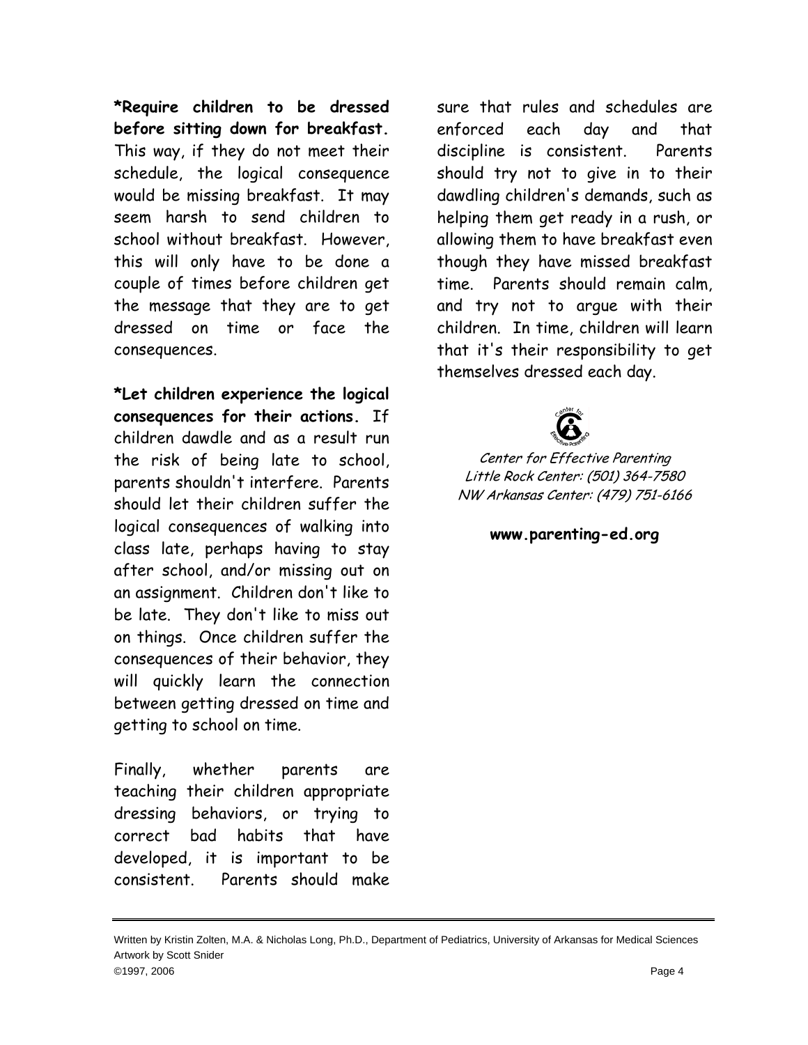**\*Require children to be dressed before sitting down for breakfast.** This way, if they do not meet their schedule, the logical consequence would be missing breakfast. It may seem harsh to send children to school without breakfast. However, this will only have to be done a couple of times before children get the message that they are to get dressed on time or face the consequences.

**\*Let children experience the logical consequences for their actions.** If children dawdle and as a result run the risk of being late to school, parents shouldn't interfere. Parents should let their children suffer the logical consequences of walking into class late, perhaps having to stay after school, and/or missing out on an assignment. Children don't like to be late. They don't like to miss out on things. Once children suffer the consequences of their behavior, they will quickly learn the connection between getting dressed on time and getting to school on time.

Finally, whether parents are teaching their children appropriate dressing behaviors, or trying to correct bad habits that have developed, it is important to be consistent. Parents should make sure that rules and schedules are enforced each day and that discipline is consistent. Parents should try not to give in to their dawdling children's demands, such as helping them get ready in a rush, or allowing them to have breakfast even though they have missed breakfast time. Parents should remain calm, and try not to argue with their children. In time, children will learn that it's their responsibility to get themselves dressed each day.

*Center for Effective Parenting*
*Little Rock Center: (501) 364-7580*
*NW Arkansas Center: (479) 751-6166*

**www.parenting-ed.org**

Written by Kristin Zolten, M.A. & Nicholas Long, Ph.D., Department of Pediatrics, University of Arkansas for Medical Sciences
Artwork by Scott Snider
©1997, 2006